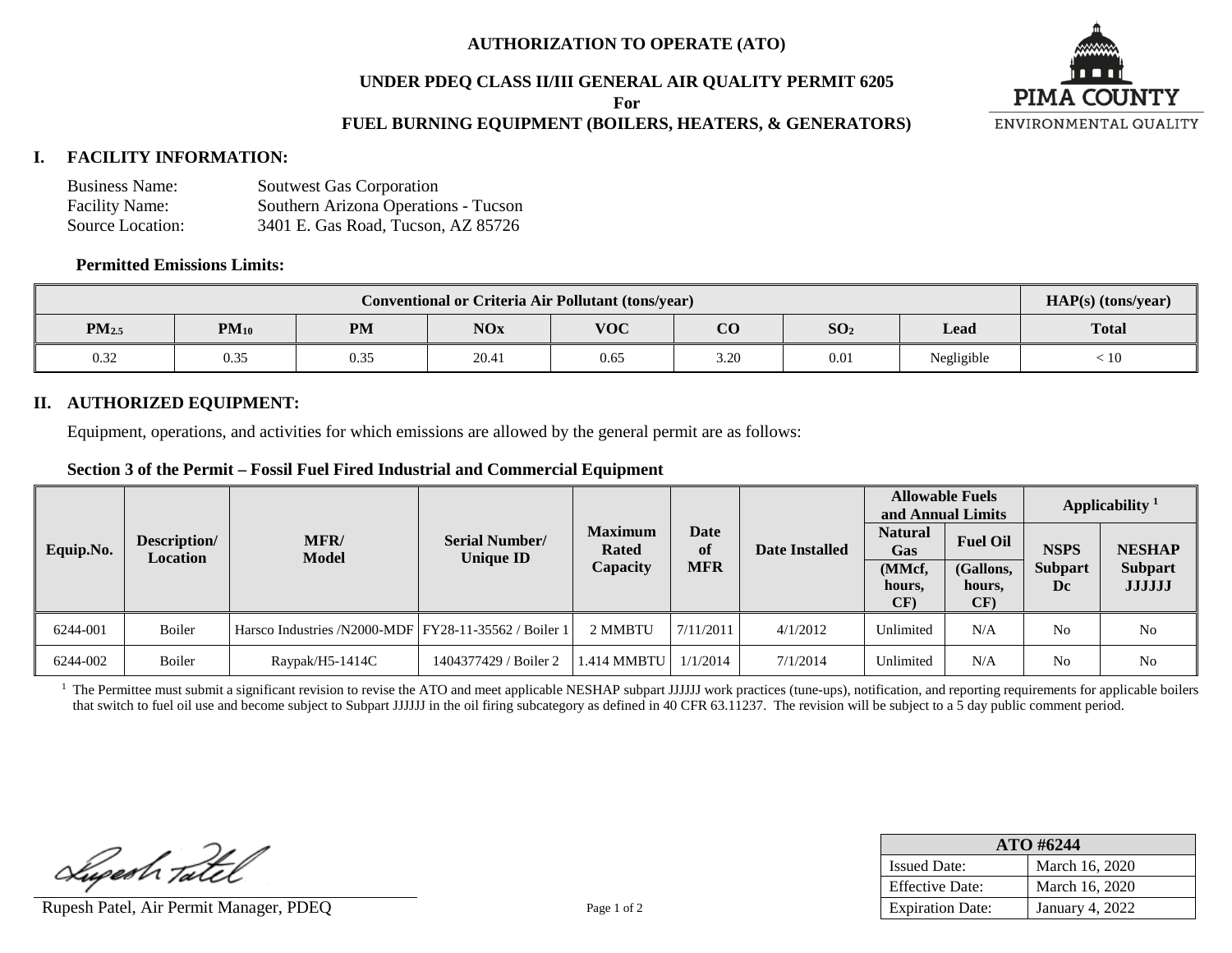# AUTHORIZATION TO OPERATE (ATO)

## UNDER PDEQ CLASS II/III GENERAL AIR QUALITY PERMIT 6205

**For**

## FUEL BURNING EQUIPMENT (BOILERS, HEATERS, & GENERATORS)

PIMA COUNTY
ENVIRONMENTAL QUALITY

## I. FACILITY INFORMATION:

Business Name: Soutwest Gas Corporation
Facility Name: Southern Arizona Operations - Tucson
Source Location: 3401 E. Gas Road, Tucson, AZ 85726

**Permitted Emissions Limits:**

| Conventional or Criteria Air Pollutant (tons/year) | | | | | | | | HAP(s) (tons/year) |
|---|---|---|---|---|---|---|---|---|
| $PM_{2.5}$ | $PM_{10}$ | PM | NOx | VOC | CO | $SO_2$ | Lead | Total |
| 0.32 | 0.35 | 0.35 | 20.41 | 0.65 | 3.20 | 0.01 | Negligible | < 10 |

## II. AUTHORIZED EQUIPMENT:

Equipment, operations, and activities for which emissions are allowed by the general permit are as follows:

**Section 3 of the Permit – Fossil Fuel Fired Industrial and Commercial Equipment**

| Equip.No. | Description/ Location | MFR/ Model | Serial Number/ Unique ID | Maximum Rated Capacity | Date of MFR | Date Installed | Allowable Fuels and Annual Limits | | Applicability [1] | |
|---|---|---|---|---|---|---|---|---|---|---|
| | | | | | | | Natural Gas (MMcf, hours, CF) | Fuel Oil (Gallons, hours, CF) | NSPS Subpart Dc | NESHAP Subpart JJJJJJ |
| 6244-001 | Boiler | Harsco Industries /N2000-MDF | FY28-11-35562 / Boiler 1 | 2 MMBTU | 7/11/2011 | 4/1/2012 | Unlimited | N/A | No | No |
| 6244-002 | Boiler | Raypak/H5-1414C | 1404377429 / Boiler 2 | 1.414 MMBTU | 1/1/2014 | 7/1/2014 | Unlimited | N/A | No | No |

[1] The Permittee must submit a significant revision to revise the ATO and meet applicable NESHAP subpart JJJJJJ work practices (tune-ups), notification, and reporting requirements for applicable boilers that switch to fuel oil use and become subject to Subpart JJJJJJ in the oil firing subcategory as defined in 40 CFR 63.11237. The revision will be subject to a 5 day public comment period.

Rupesh Patel, Air Permit Manager, PDEQ

| ATO #6244 | |
|---|---|
| Issued Date: | March 16, 2020 |
| Effective Date: | March 16, 2020 |
| Expiration Date: | January 4, 2022 |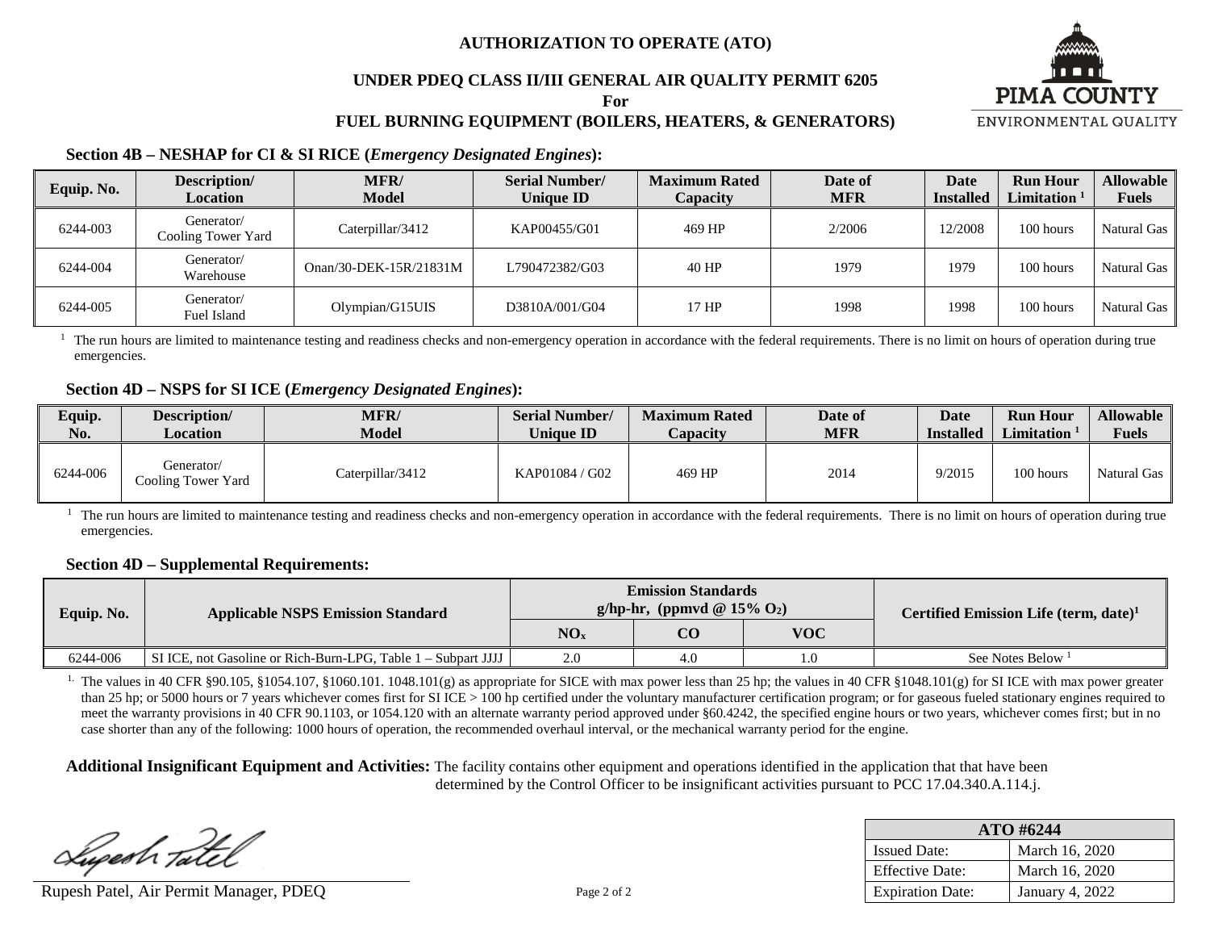# AUTHORIZATION TO OPERATE (ATO)

## UNDER PDEQ CLASS II/III GENERAL AIR QUALITY PERMIT 6205

**For**

## FUEL BURNING EQUIPMENT (BOILERS, HEATERS, & GENERATORS)

PIMA COUNTY
ENVIRONMENTAL QUALITY

### Section 4B – NESHAP for CI & SI RICE (*Emergency Designated Engines*):

| Equip. No. | Description/ Location | MFR/ Model | Serial Number/ Unique ID | Maximum Rated Capacity | Date of MFR | Date Installed | Run Hour Limitation [1] | Allowable Fuels |
|---|---|---|---|---|---|---|---|---|
| 6244-003 | Generator/ Cooling Tower Yard | Caterpillar/3412 | KAP00455/G01 | 469 HP | 2/2006 | 12/2008 | 100 hours | Natural Gas |
| 6244-004 | Generator/ Warehouse | Onan/30-DEK-15R/21831M | L790472382/G03 | 40 HP | 1979 | 1979 | 100 hours | Natural Gas |
| 6244-005 | Generator/ Fuel Island | Olympian/G15UIS | D3810A/001/G04 | 17 HP | 1998 | 1998 | 100 hours | Natural Gas |

[1] The run hours are limited to maintenance testing and readiness checks and non-emergency operation in accordance with the federal requirements. There is no limit on hours of operation during true emergencies.

### Section 4D – NSPS for SI ICE (*Emergency Designated Engines*):

| Equip. No. | Description/ Location | MFR/ Model | Serial Number/ Unique ID | Maximum Rated Capacity | Date of MFR | Date Installed | Run Hour Limitation [1] | Allowable Fuels |
|---|---|---|---|---|---|---|---|---|
| 6244-006 | Generator/ Cooling Tower Yard | Caterpillar/3412 | KAP01084 / G02 | 469 HP | 2014 | 9/2015 | 100 hours | Natural Gas |

[1] The run hours are limited to maintenance testing and readiness checks and non-emergency operation in accordance with the federal requirements. There is no limit on hours of operation during true emergencies.

### Section 4D – Supplemental Requirements:

| Equip. No. | Applicable NSPS Emission Standard | Emission Standards g/hp-hr, (ppmvd @ 15% $O_2$) | | | Certified Emission Life (term, date)[1] |
|---|---|---|---|---|---|
| | | $NO_x$ | CO | VOC | |
| 6244-006 | SI ICE, not Gasoline or Rich-Burn-LPG, Table 1 – Subpart JJJJ | 2.0 | 4.0 | 1.0 | See Notes Below [1] |

[1.] The values in 40 CFR §90.105, §1054.107, §1060.101. 1048.101(g) as appropriate for SICE with max power less than 25 hp; the values in 40 CFR §1048.101(g) for SI ICE with max power greater than 25 hp; or 5000 hours or 7 years whichever comes first for SI ICE > 100 hp certified under the voluntary manufacturer certification program; or for gaseous fueled stationary engines required to meet the warranty provisions in 40 CFR 90.1103, or 1054.120 with an alternate warranty period approved under §60.4242, the specified engine hours or two years, whichever comes first; but in no case shorter than any of the following: 1000 hours of operation, the recommended overhaul interval, or the mechanical warranty period for the engine.

**Additional Insignificant Equipment and Activities:** The facility contains other equipment and operations identified in the application that that have been determined by the Control Officer to be insignificant activities pursuant to PCC 17.04.340.A.114.j.

Rupesh Patel, Air Permit Manager, PDEQ

| ATO #6244 | |
|---|---|
| Issued Date: | March 16, 2020 |
| Effective Date: | March 16, 2020 |
| Expiration Date: | January 4, 2022 |